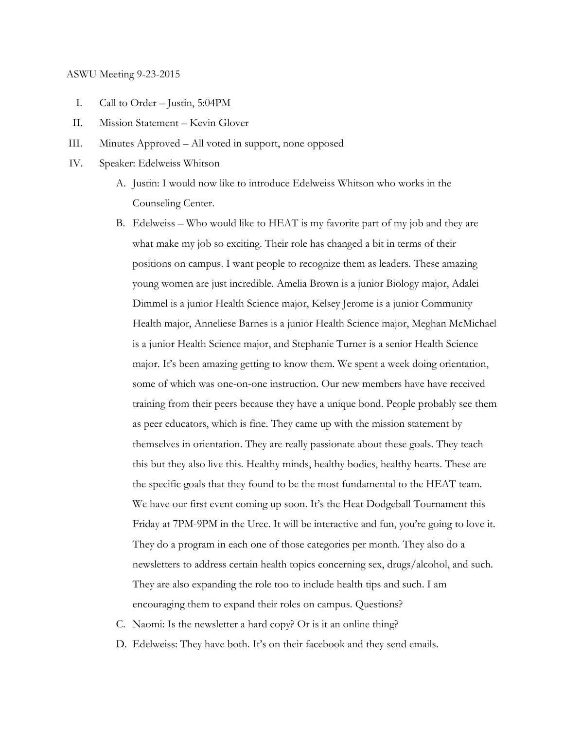ASWU Meeting 9-23-2015

I. Call to Order – Justin, 5:04PM

II. Mission Statement – Kevin Glover

III. Minutes Approved – All voted in support, none opposed

IV. Speaker: Edelweiss Whitson

  A. Justin: I would now like to introduce Edelweiss Whitson who works in the Counseling Center.

  B. Edelweiss – Who would like to HEAT is my favorite part of my job and they are what make my job so exciting. Their role has changed a bit in terms of their positions on campus. I want people to recognize them as leaders. These amazing young women are just incredible. Amelia Brown is a junior Biology major, Adalei Dimmel is a junior Health Science major, Kelsey Jerome is a junior Community Health major, Anneliese Barnes is a junior Health Science major, Meghan McMichael is a junior Health Science major, and Stephanie Turner is a senior Health Science major. It's been amazing getting to know them. We spent a week doing orientation, some of which was one-on-one instruction. Our new members have have received training from their peers because they have a unique bond. People probably see them as peer educators, which is fine. They came up with the mission statement by themselves in orientation. They are really passionate about these goals. They teach this but they also live this. Healthy minds, healthy bodies, healthy hearts. These are the specific goals that they found to be the most fundamental to the HEAT team. We have our first event coming up soon. It's the Heat Dodgeball Tournament this Friday at 7PM-9PM in the Urec. It will be interactive and fun, you're going to love it. They do a program in each one of those categories per month. They also do a newsletters to address certain health topics concerning sex, drugs/alcohol, and such. They are also expanding the role too to include health tips and such. I am encouraging them to expand their roles on campus. Questions?

  C. Naomi: Is the newsletter a hard copy? Or is it an online thing?

  D. Edelweiss: They have both. It's on their facebook and they send emails.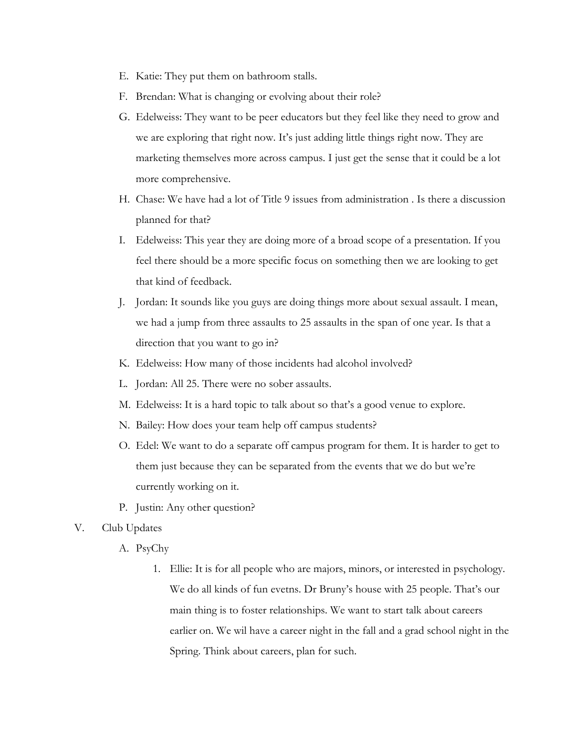E. Katie: They put them on bathroom stalls.

F. Brendan: What is changing or evolving about their role?

G. Edelweiss: They want to be peer educators but they feel like they need to grow and we are exploring that right now. It's just adding little things right now. They are marketing themselves more across campus. I just get the sense that it could be a lot more comprehensive.

H. Chase: We have had a lot of Title 9 issues from administration . Is there a discussion planned for that?

I. Edelweiss: This year they are doing more of a broad scope of a presentation. If you feel there should be a more specific focus on something then we are looking to get that kind of feedback.

J. Jordan: It sounds like you guys are doing things more about sexual assault. I mean, we had a jump from three assaults to 25 assaults in the span of one year. Is that a direction that you want to go in?

K. Edelweiss: How many of those incidents had alcohol involved?

L. Jordan: All 25. There were no sober assaults.

M. Edelweiss: It is a hard topic to talk about so that's a good venue to explore.

N. Bailey: How does your team help off campus students?

O. Edel: We want to do a separate off campus program for them. It is harder to get to them just because they can be separated from the events that we do but we're currently working on it.

P. Justin: Any other question?

V. Club Updates

A. PsyChy

1. Ellie: It is for all people who are majors, minors, or interested in psychology. We do all kinds of fun evetns. Dr Bruny's house with 25 people. That's our main thing is to foster relationships. We want to start talk about careers earlier on. We wil have a career night in the fall and a grad school night in the Spring. Think about careers, plan for such.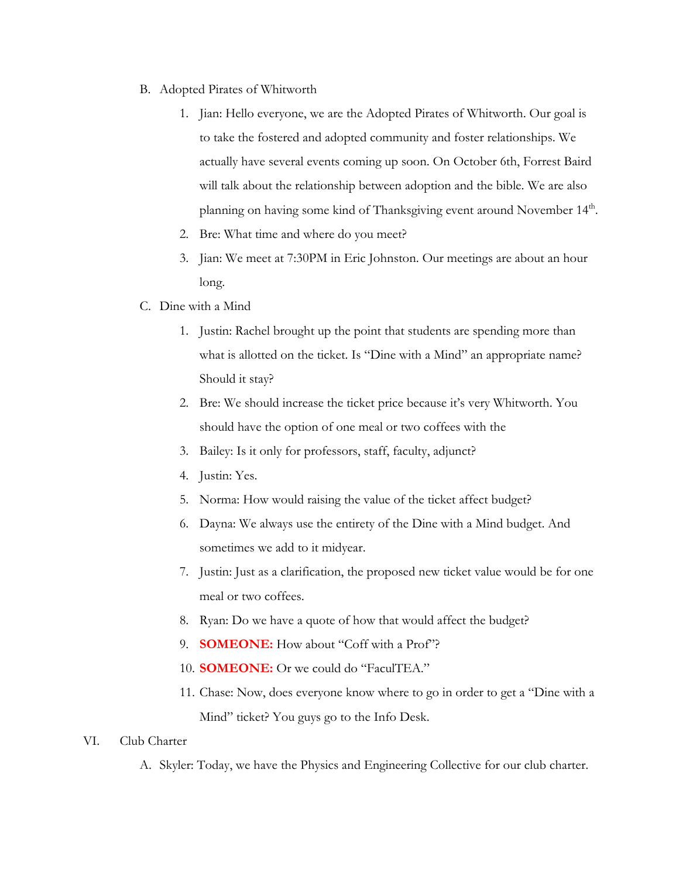B. Adopted Pirates of Whitworth

1. Jian: Hello everyone, we are the Adopted Pirates of Whitworth. Our goal is to take the fostered and adopted community and foster relationships. We actually have several events coming up soon. On October 6th, Forrest Baird will talk about the relationship between adoption and the bible. We are also planning on having some kind of Thanksgiving event around November 14th.
2. Bre: What time and where do you meet?
3. Jian: We meet at 7:30PM in Eric Johnston. Our meetings are about an hour long.

C. Dine with a Mind

1. Justin: Rachel brought up the point that students are spending more than what is allotted on the ticket. Is "Dine with a Mind" an appropriate name? Should it stay?
2. Bre: We should increase the ticket price because it's very Whitworth. You should have the option of one meal or two coffees with the
3. Bailey: Is it only for professors, staff, faculty, adjunct?
4. Justin: Yes.
5. Norma: How would raising the value of the ticket affect budget?
6. Dayna: We always use the entirety of the Dine with a Mind budget. And sometimes we add to it midyear.
7. Justin: Just as a clarification, the proposed new ticket value would be for one meal or two coffees.
8. Ryan: Do we have a quote of how that would affect the budget?
9. **SOMEONE:** How about "Coff with a Prof"?
10. **SOMEONE:** Or we could do "FaculTEA."
11. Chase: Now, does everyone know where to go in order to get a "Dine with a Mind" ticket? You guys go to the Info Desk.

VI. Club Charter

A. Skyler: Today, we have the Physics and Engineering Collective for our club charter.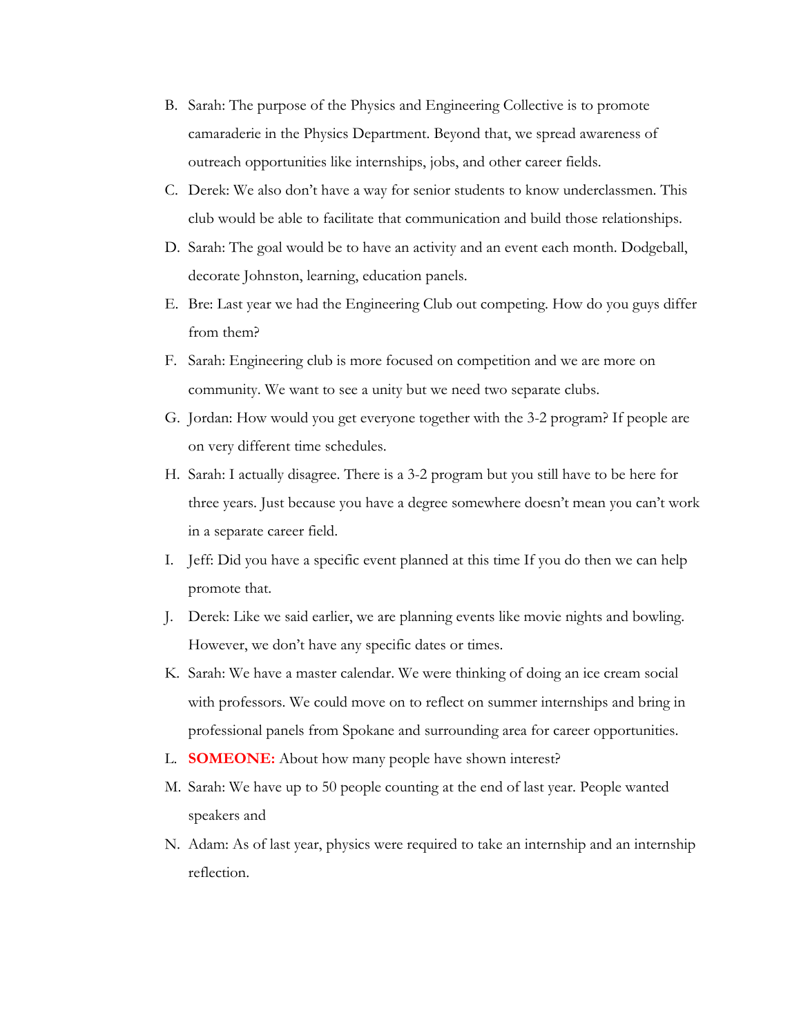B. Sarah: The purpose of the Physics and Engineering Collective is to promote camaraderie in the Physics Department. Beyond that, we spread awareness of outreach opportunities like internships, jobs, and other career fields.

C. Derek: We also don't have a way for senior students to know underclassmen. This club would be able to facilitate that communication and build those relationships.

D. Sarah: The goal would be to have an activity and an event each month. Dodgeball, decorate Johnston, learning, education panels.

E. Bre: Last year we had the Engineering Club out competing. How do you guys differ from them?

F. Sarah: Engineering club is more focused on competition and we are more on community. We want to see a unity but we need two separate clubs.

G. Jordan: How would you get everyone together with the 3-2 program? If people are on very different time schedules.

H. Sarah: I actually disagree. There is a 3-2 program but you still have to be here for three years. Just because you have a degree somewhere doesn't mean you can't work in a separate career field.

I. Jeff: Did you have a specific event planned at this time If you do then we can help promote that.

J. Derek: Like we said earlier, we are planning events like movie nights and bowling. However, we don't have any specific dates or times.

K. Sarah: We have a master calendar. We were thinking of doing an ice cream social with professors. We could move on to reflect on summer internships and bring in professional panels from Spokane and surrounding area for career opportunities.

L. **SOMEONE:** About how many people have shown interest?

M. Sarah: We have up to 50 people counting at the end of last year. People wanted speakers and

N. Adam: As of last year, physics were required to take an internship and an internship reflection.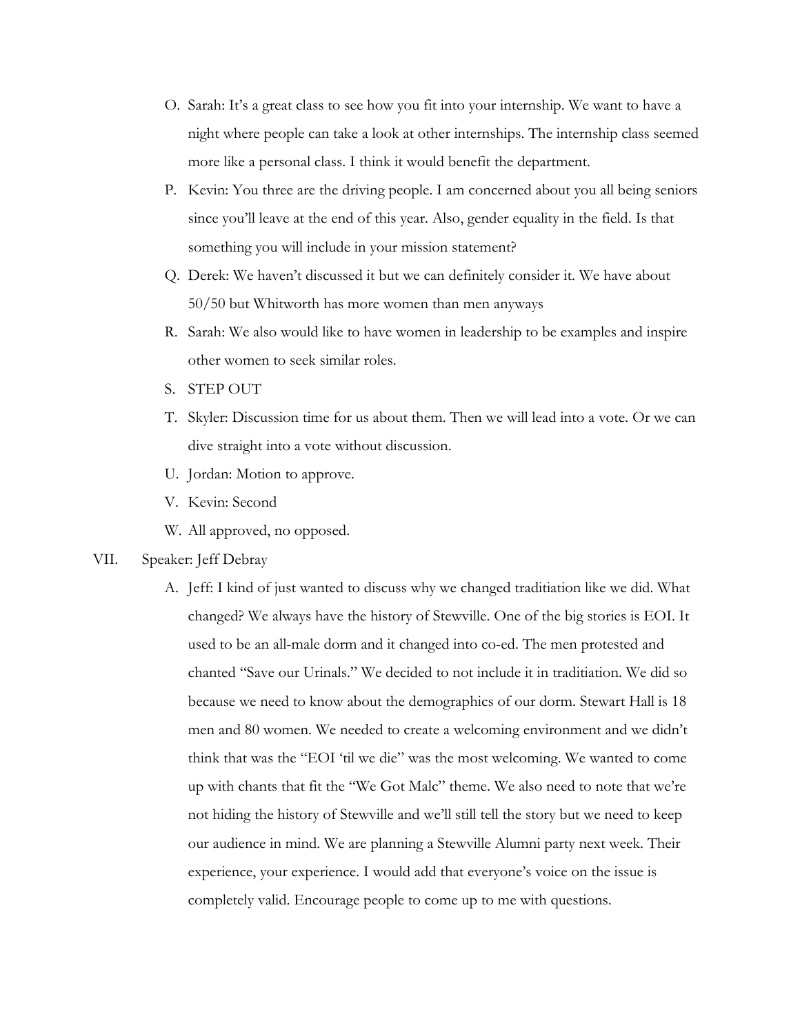O. Sarah: It's a great class to see how you fit into your internship. We want to have a night where people can take a look at other internships. The internship class seemed more like a personal class. I think it would benefit the department.

P. Kevin: You three are the driving people. I am concerned about you all being seniors since you'll leave at the end of this year. Also, gender equality in the field. Is that something you will include in your mission statement?

Q. Derek: We haven't discussed it but we can definitely consider it. We have about 50/50 but Whitworth has more women than men anyways

R. Sarah: We also would like to have women in leadership to be examples and inspire other women to seek similar roles.

S. STEP OUT

T. Skyler: Discussion time for us about them. Then we will lead into a vote. Or we can dive straight into a vote without discussion.

U. Jordan: Motion to approve.

V. Kevin: Second

W. All approved, no opposed.

VII. Speaker: Jeff Debray

A. Jeff: I kind of just wanted to discuss why we changed traditiation like we did. What changed? We always have the history of Stewville. One of the big stories is EOI. It used to be an all-male dorm and it changed into co-ed. The men protested and chanted "Save our Urinals." We decided to not include it in traditiation. We did so because we need to know about the demographics of our dorm. Stewart Hall is 18 men and 80 women. We needed to create a welcoming environment and we didn't think that was the "EOI 'til we die" was the most welcoming. We wanted to come up with chants that fit the "We Got Malc" theme. We also need to note that we're not hiding the history of Stewville and we'll still tell the story but we need to keep our audience in mind. We are planning a Stewville Alumni party next week. Their experience, your experience. I would add that everyone's voice on the issue is completely valid. Encourage people to come up to me with questions.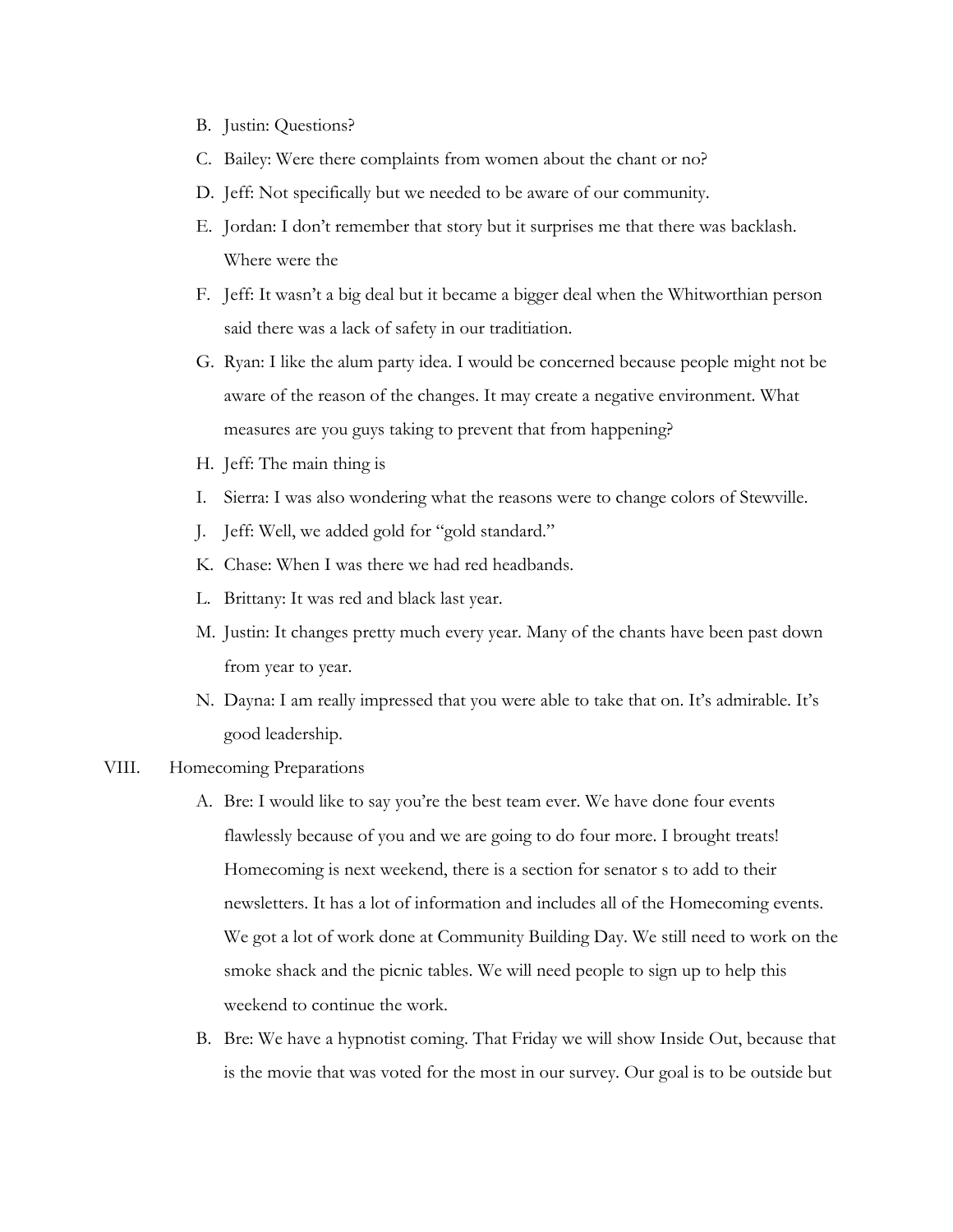B. Justin: Questions?

C. Bailey: Were there complaints from women about the chant or no?

D. Jeff: Not specifically but we needed to be aware of our community.

E. Jordan: I don't remember that story but it surprises me that there was backlash. Where were the

F. Jeff: It wasn't a big deal but it became a bigger deal when the Whitworthian person said there was a lack of safety in our traditiation.

G. Ryan: I like the alum party idea. I would be concerned because people might not be aware of the reason of the changes. It may create a negative environment. What measures are you guys taking to prevent that from happening?

H. Jeff: The main thing is

I. Sierra: I was also wondering what the reasons were to change colors of Stewville.

J. Jeff: Well, we added gold for "gold standard."

K. Chase: When I was there we had red headbands.

L. Brittany: It was red and black last year.

M. Justin: It changes pretty much every year. Many of the chants have been past down from year to year.

N. Dayna: I am really impressed that you were able to take that on. It's admirable. It's good leadership.

VIII. Homecoming Preparations

A. Bre: I would like to say you're the best team ever. We have done four events flawlessly because of you and we are going to do four more. I brought treats! Homecoming is next weekend, there is a section for senator s to add to their newsletters. It has a lot of information and includes all of the Homecoming events. We got a lot of work done at Community Building Day. We still need to work on the smoke shack and the picnic tables. We will need people to sign up to help this weekend to continue the work.

B. Bre: We have a hypnotist coming. That Friday we will show Inside Out, because that is the movie that was voted for the most in our survey. Our goal is to be outside but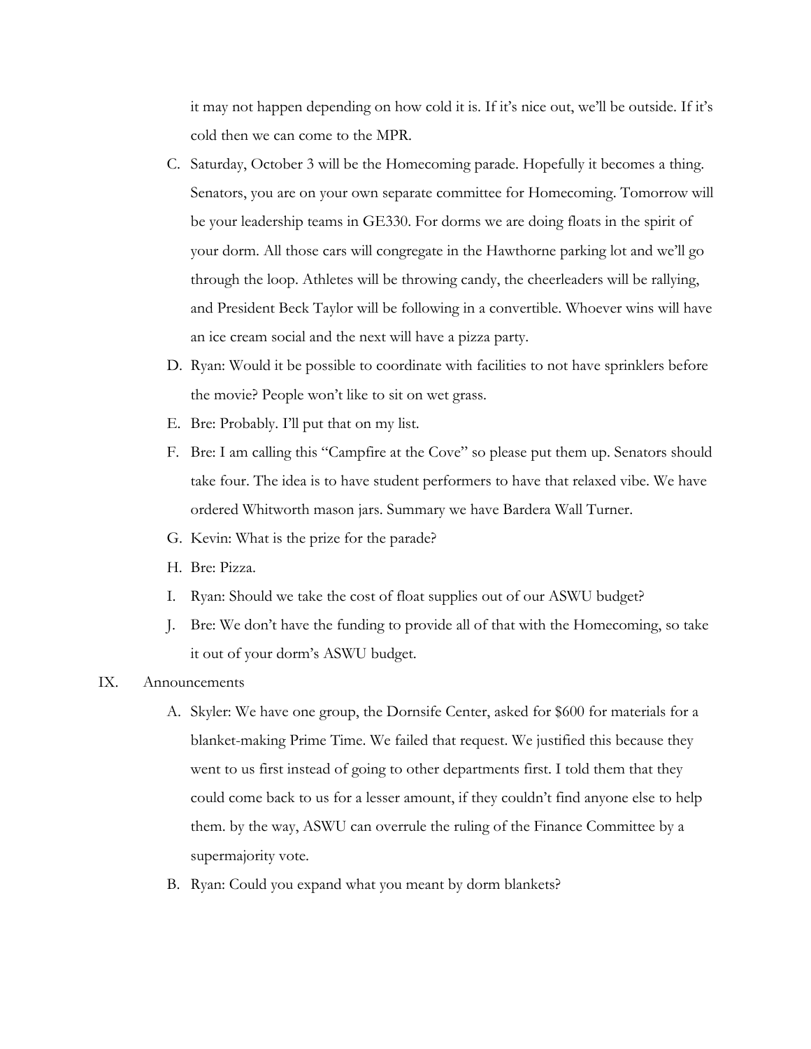it may not happen depending on how cold it is. If it's nice out, we'll be outside. If it's cold then we can come to the MPR.

C. Saturday, October 3 will be the Homecoming parade. Hopefully it becomes a thing. Senators, you are on your own separate committee for Homecoming. Tomorrow will be your leadership teams in GE330. For dorms we are doing floats in the spirit of your dorm. All those cars will congregate in the Hawthorne parking lot and we'll go through the loop. Athletes will be throwing candy, the cheerleaders will be rallying, and President Beck Taylor will be following in a convertible. Whoever wins will have an ice cream social and the next will have a pizza party.

D. Ryan: Would it be possible to coordinate with facilities to not have sprinklers before the movie? People won't like to sit on wet grass.

E. Bre: Probably. I'll put that on my list.

F. Bre: I am calling this "Campfire at the Cove" so please put them up. Senators should take four. The idea is to have student performers to have that relaxed vibe. We have ordered Whitworth mason jars. Summary we have Bardera Wall Turner.

G. Kevin: What is the prize for the parade?

H. Bre: Pizza.

I. Ryan: Should we take the cost of float supplies out of our ASWU budget?

J. Bre: We don't have the funding to provide all of that with the Homecoming, so take it out of your dorm's ASWU budget.

IX. Announcements

A. Skyler: We have one group, the Dornsife Center, asked for $600 for materials for a blanket-making Prime Time. We failed that request. We justified this because they went to us first instead of going to other departments first. I told them that they could come back to us for a lesser amount, if they couldn't find anyone else to help them. by the way, ASWU can overrule the ruling of the Finance Committee by a supermajority vote.

B. Ryan: Could you expand what you meant by dorm blankets?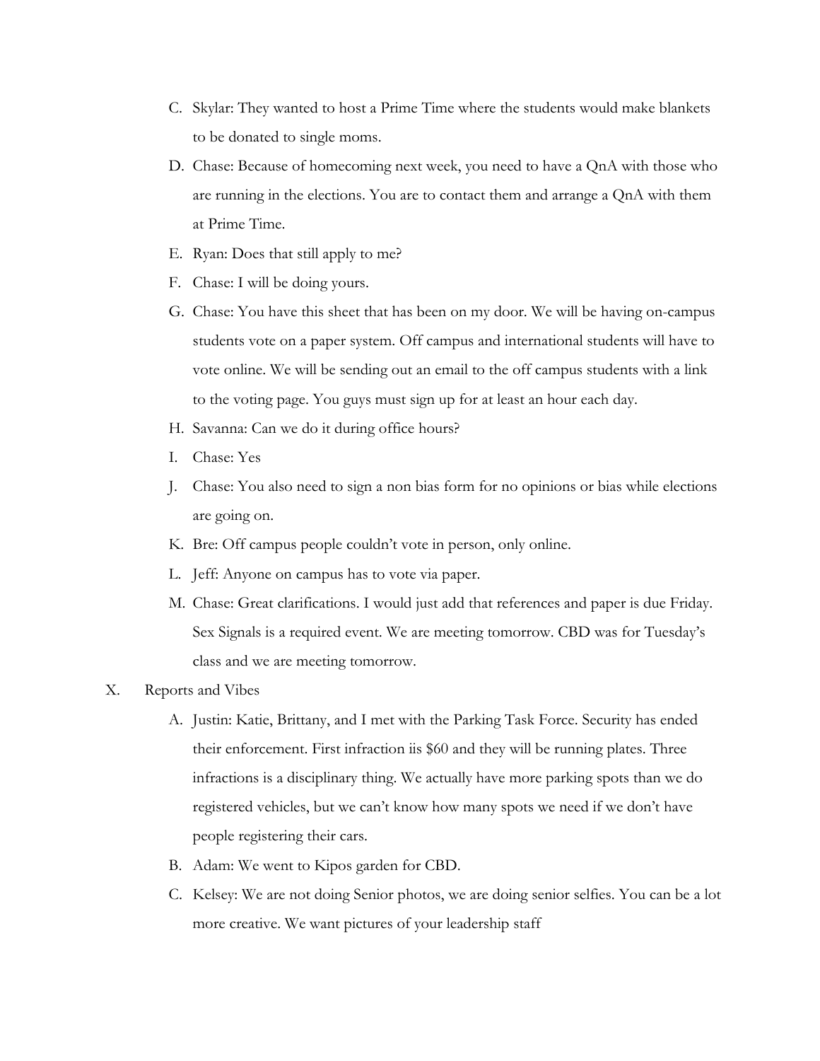C. Skylar: They wanted to host a Prime Time where the students would make blankets to be donated to single moms.

D. Chase: Because of homecoming next week, you need to have a QnA with those who are running in the elections. You are to contact them and arrange a QnA with them at Prime Time.

E. Ryan: Does that still apply to me?

F. Chase: I will be doing yours.

G. Chase: You have this sheet that has been on my door. We will be having on-campus students vote on a paper system. Off campus and international students will have to vote online. We will be sending out an email to the off campus students with a link to the voting page. You guys must sign up for at least an hour each day.

H. Savanna: Can we do it during office hours?

I. Chase: Yes

J. Chase: You also need to sign a non bias form for no opinions or bias while elections are going on.

K. Bre: Off campus people couldn't vote in person, only online.

L. Jeff: Anyone on campus has to vote via paper.

M. Chase: Great clarifications. I would just add that references and paper is due Friday. Sex Signals is a required event. We are meeting tomorrow. CBD was for Tuesday's class and we are meeting tomorrow.

X. Reports and Vibes

A. Justin: Katie, Brittany, and I met with the Parking Task Force. Security has ended their enforcement. First infraction iis $60 and they will be running plates. Three infractions is a disciplinary thing. We actually have more parking spots than we do registered vehicles, but we can't know how many spots we need if we don't have people registering their cars.

B. Adam: We went to Kipos garden for CBD.

C. Kelsey: We are not doing Senior photos, we are doing senior selfies. You can be a lot more creative. We want pictures of your leadership staff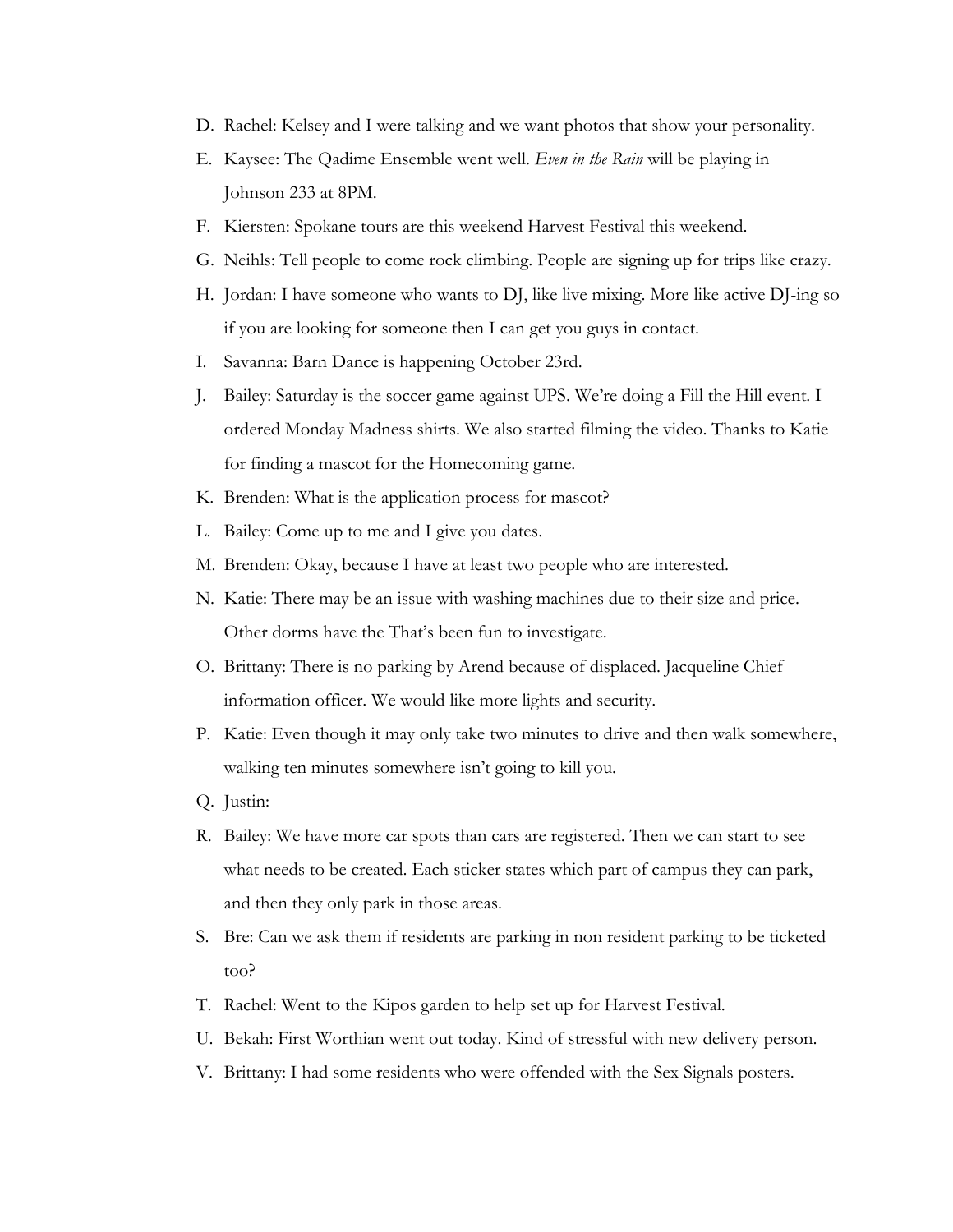D. Rachel: Kelsey and I were talking and we want photos that show your personality.
E. Kaysee: The Qadime Ensemble went well. *Even in the Rain* will be playing in Johnson 233 at 8PM.
F. Kiersten: Spokane tours are this weekend Harvest Festival this weekend.
G. Neihls: Tell people to come rock climbing. People are signing up for trips like crazy.
H. Jordan: I have someone who wants to DJ, like live mixing. More like active DJ-ing so if you are looking for someone then I can get you guys in contact.
I. Savanna: Barn Dance is happening October 23rd.
J. Bailey: Saturday is the soccer game against UPS. We're doing a Fill the Hill event. I ordered Monday Madness shirts. We also started filming the video. Thanks to Katie for finding a mascot for the Homecoming game.
K. Brenden: What is the application process for mascot?
L. Bailey: Come up to me and I give you dates.
M. Brenden: Okay, because I have at least two people who are interested.
N. Katie: There may be an issue with washing machines due to their size and price. Other dorms have the That's been fun to investigate.
O. Brittany: There is no parking by Arend because of displaced. Jacqueline Chief information officer. We would like more lights and security.
P. Katie: Even though it may only take two minutes to drive and then walk somewhere, walking ten minutes somewhere isn't going to kill you.
Q. Justin:
R. Bailey: We have more car spots than cars are registered. Then we can start to see what needs to be created. Each sticker states which part of campus they can park, and then they only park in those areas.
S. Bre: Can we ask them if residents are parking in non resident parking to be ticketed too?
T. Rachel: Went to the Kipos garden to help set up for Harvest Festival.
U. Bekah: First Worthian went out today. Kind of stressful with new delivery person.
V. Brittany: I had some residents who were offended with the Sex Signals posters.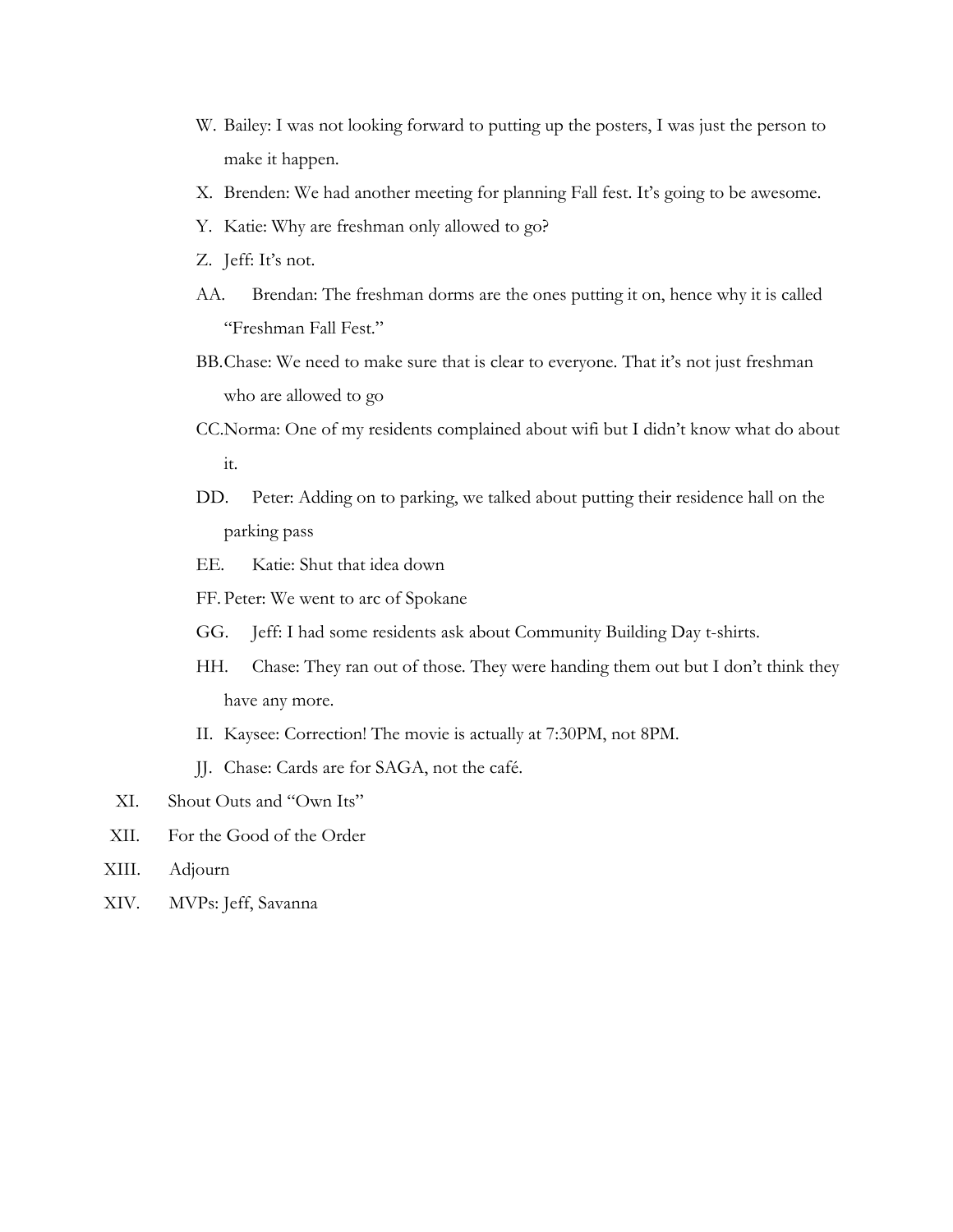W. Bailey: I was not looking forward to putting up the posters, I was just the person to make it happen.

X. Brenden: We had another meeting for planning Fall fest. It's going to be awesome.

Y. Katie: Why are freshman only allowed to go?

Z. Jeff: It's not.

AA. Brendan: The freshman dorms are the ones putting it on, hence why it is called "Freshman Fall Fest."

BB. Chase: We need to make sure that is clear to everyone. That it's not just freshman who are allowed to go

CC. Norma: One of my residents complained about wifi but I didn't know what do about it.

DD. Peter: Adding on to parking, we talked about putting their residence hall on the parking pass

EE. Katie: Shut that idea down

FF. Peter: We went to arc of Spokane

GG. Jeff: I had some residents ask about Community Building Day t-shirts.

HH. Chase: They ran out of those. They were handing them out but I don't think they have any more.

II. Kaysee: Correction! The movie is actually at 7:30PM, not 8PM.

JJ. Chase: Cards are for SAGA, not the café.

XI. Shout Outs and "Own Its"

XII. For the Good of the Order

XIII. Adjourn

XIV. MVPs: Jeff, Savanna